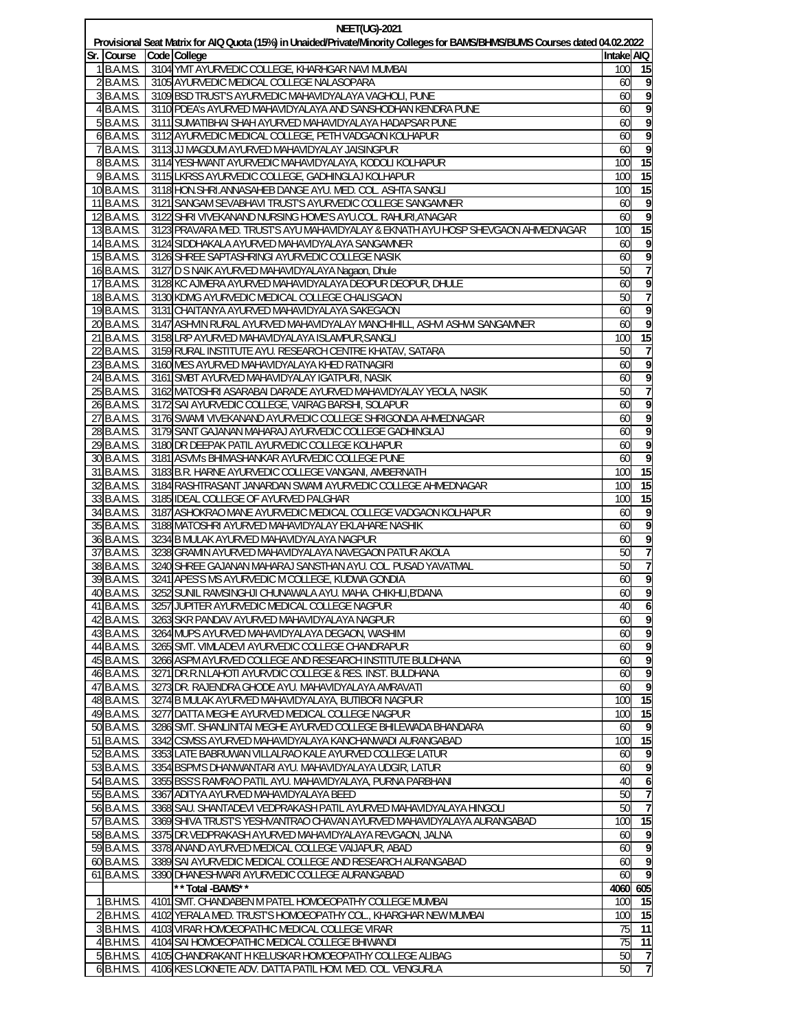# NEET(UG)-2021

## Provisional Seat Matrix for AIQ Quota (15%) in Unaided/Private/Minority Colleges for BAMS/BHMS/BUMS Courses dated 04.02.2022

| Sr. | Course | Code | College | Intake | AIQ |
|---|---|---|---|---|---|
| 1 | B.A.M.S. | 3104 | YMT AYURVEDIC COLLEGE, KHARGHAR NAVI MUMBAI | 100 | 15 |
| 2 | B.A.M.S. | 3105 | AYURVEDIC MEDICAL COLLEGE NALASOPARA | 60 | 9 |
| 3 | B.A.M.S. | 3109 | BSD TRUST'S AYURVEDIC MAHAVIDYALAYA VAGHOLI, PUNE | 60 | 9 |
| 4 | B.A.M.S. | 3110 | PDEA's AYURVED MAHAVIDYALAYA AND SANSHODHAN KENDRA PUNE | 60 | 9 |
| 5 | B.A.M.S. | 3111 | SUMATIBHAI SHAH AYURVED MAHAVIDYALAYA HADAPSAR PUNE | 60 | 9 |
| 6 | B.A.M.S. | 3112 | AYURVEDIC MEDICAL COLLEGE, PETH VADGAON KOLHAPUR | 60 | 9 |
| 7 | B.A.M.S. | 3113 | JJ MAGDUM AYURVED MAHAVIDYALAY JAISINGPUR | 60 | 9 |
| 8 | B.A.M.S. | 3114 | YESHWANT AYURVEDIC MAHAVIDYALAYA, KODOLI KOLHAPUR | 100 | 15 |
| 9 | B.A.M.S. | 3115 | LKRSS AYURVEDIC COLLEGE, GADHINGLAJ KOLHAPUR | 100 | 15 |
| 10 | B.A.M.S. | 3118 | HON.SHRI ANNASAHEB DANGE AYU. MED. COL. ASHTA SANGLI | 100 | 15 |
| 11 | B.A.M.S. | 3121 | SANGAM SEVABHAVI TRUST'S AYURVEDIC COLLEGE SANGAMNER | 60 | 9 |
| 12 | B.A.M.S. | 3122 | SHRI VIVEKANAND NURSING HOME'S AYU.COL. RAHURI,A'NAGAR | 60 | 9 |
| 13 | B.A.M.S. | 3123 | PRAVARA MED. TRUST'S AYU MAHAVIDYALAY & EKNATH AYU HOSP SHEVGAON AHMEDNAGAR | 100 | 15 |
| 14 | B.A.M.S. | 3124 | SIDDHAKALA AYURVED MAHAVIDYALAYA SANGAMNER | 60 | 9 |
| 15 | B.A.M.S. | 3126 | SHREE SAPTASHRINGI AYURVEDIC COLLEGE NASIK | 60 | 9 |
| 16 | B.A.M.S. | 3127 | D S NAIK AYURVED MAHAVIDYALAYA Nagaon, Dhule | 50 | 7 |
| 17 | B.A.M.S. | 3128 | KC AJMERA AYURVED MAHAVIDYALAYA DEOPUR DEOPUR, DHULE | 60 | 9 |
| 18 | B.A.M.S. | 3130 | KDMG AYURVEDIC MEDICAL COLLEGE CHALISGAON | 50 | 7 |
| 19 | B.A.M.S. | 3131 | CHAITANYA AYURVED MAHAVIDYALAYA SAKEGAON | 60 | 9 |
| 20 | B.A.M.S. | 3147 | ASHVIN RURAL AYURVED MAHAVIDYALAY MANCHIHILL, ASHVI ASHWI SANGAMNER | 60 | 9 |
| 21 | B.A.M.S. | 3158 | LRP AYURVED MAHAVIDYALAYA ISLAMPUR,SANGLI | 100 | 15 |
| 22 | B.A.M.S. | 3159 | RURAL INSTITUTE AYU. RESEARCH CENTRE KHATAV, SATARA | 50 | 7 |
| 23 | B.A.M.S. | 3160 | MES AYURVED MAHAVIDYALAYA KHED RATNAGIRI | 60 | 9 |
| 24 | B.A.M.S. | 3161 | SMBT AYURVED MAHAVIDYALAY IGATPURI, NASIK | 60 | 9 |
| 25 | B.A.M.S. | 3162 | MATOSHRI ASARABAI DARADE AYURVED MAHAVIDYALAY YEOLA, NASIK | 50 | 7 |
| 26 | B.A.M.S. | 3172 | SAI AYURVEDIC COLLEGE, VAIRAG BARSHI, SOLAPUR | 60 | 9 |
| 27 | B.A.M.S. | 3176 | SWAMI VIVEKANAND AYURVEDIC COLLEGE SHRIGONDA AHMEDNAGAR | 60 | 9 |
| 28 | B.A.M.S. | 3179 | SANT GAJANAN MAHARAJ AYURVEDIC COLLEGE GADHINGLAJ | 60 | 9 |
| 29 | B.A.M.S. | 3180 | DR DEEPAK PATIL AYURVEDIC COLLEGE KOLHAPUR | 60 | 9 |
| 30 | B.A.M.S. | 3181 | ASVM's BHIMASHANKAR AYURVEDIC COLLEGE PUNE | 60 | 9 |
| 31 | B.A.M.S. | 3183 | B.R. HARNE AYURVEDIC COLLEGE VANGANI, AMBERNATH | 100 | 15 |
| 32 | B.A.M.S. | 3184 | RASHTRASANT JANARDAN SWAMI AYURVEDIC COLLEGE AHMEDNAGAR | 100 | 15 |
| 33 | B.A.M.S. | 3185 | IDEAL COLLEGE OF AYURVED PALGHAR | 100 | 15 |
| 34 | B.A.M.S. | 3187 | ASHOKRAO MANE AYURVEDIC MEDICAL COLLEGE VADGAON KOLHAPUR | 60 | 9 |
| 35 | B.A.M.S. | 3188 | MATOSHRI AYURVED MAHAVIDYALAY EKLAHARE NASHIK | 60 | 9 |
| 36 | B.A.M.S. | 3234 | B MULAK AYURVED MAHAVIDYALAYA NAGPUR | 60 | 9 |
| 37 | B.A.M.S. | 3238 | GRAMIN AYURVED MAHAVIDYALAYA NAVEGAON PATUR AKOLA | 50 | 7 |
| 38 | B.A.M.S. | 3240 | SHREE GAJANAN MAHARAJ SANSTHAN AYU. COL. PUSAD YAVATMAL | 50 | 7 |
| 39 | B.A.M.S. | 3241 | APES'S MS AYURVEDIC M COLLEGE, KUDWA GONDIA | 60 | 9 |
| 40 | B.A.M.S. | 3252 | SUNIL RAMSINGHJI CHUNAWALA AYU. MAHA. CHIKHLI,B'DANA | 60 | 9 |
| 41 | B.A.M.S. | 3257 | JUPITER AYURVEDIC MEDICAL COLLEGE NAGPUR | 40 | 6 |
| 42 | B.A.M.S. | 3263 | SKR PANDAV AYURVED MAHAVIDYALAYA NAGPUR | 60 | 9 |
| 43 | B.A.M.S. | 3264 | MUPS AYURVED MAHAVIDYALAYA DEGAON, WASHIM | 60 | 9 |
| 44 | B.A.M.S. | 3265 | SMT. VIMLADEVI AYURVEDIC COLLEGE CHANDRAPUR | 60 | 9 |
| 45 | B.A.M.S. | 3266 | ASPM AYURVED COLLEGE AND RESEARCH INSTITUTE BULDHANA | 60 | 9 |
| 46 | B.A.M.S. | 3271 | DR.R.N.LAHOTI AYURVDIC COLLEGE & RES. INST. BULDHANA | 60 | 9 |
| 47 | B.A.M.S. | 3273 | DR. RAJENDRA GHODE AYU. MAHAVIDYALAYA AMRAVATI | 60 | 9 |
| 48 | B.A.M.S. | 3274 | B MULAK AYURVED MAHAVIDYALAYA, BUTIBORI NAGPUR | 100 | 15 |
| 49 | B.A.M.S. | 3277 | DATTA MEGHE AYURVED MEDICAL COLLEGE NAGPUR | 100 | 15 |
| 50 | B.A.M.S. | 3286 | SMT. SHANLINITAI MEGHE AYURVED COLLEGE BHILEWADA BHANDARA | 60 | 9 |
| 51 | B.A.M.S. | 3342 | CSMSS AYURVED MAHAVIDYALAYA KANCHANWADI AURANGABAD | 100 | 15 |
| 52 | B.A.M.S. | 3353 | LATE BABRUWAN VILLALRAO KALE AYURVED COLLEGE LATUR | 60 | 9 |
| 53 | B.A.M.S. | 3354 | BSPM'S DHANWANTARI AYU. MAHAVIDYALAYA UDGIR, LATUR | 60 | 9 |
| 54 | B.A.M.S. | 3355 | BSS'S RAMRAO PATIL AYU. MAHAVIDYALAYA, PURNA PARBHANI | 40 | 6 |
| 55 | B.A.M.S. | 3367 | ADITYA AYURVED MAHAVIDYALAYA BEED | 50 | 7 |
| 56 | B.A.M.S. | 3368 | SAU. SHANTADEVI VEDPRAKASH PATIL AYURVED MAHAVIDYALAYA HINGOLI | 50 | 7 |
| 57 | B.A.M.S. | 3369 | SHIVA TRUST'S YESHVANTRAO CHAVAN AYURVED MAHAVIDYALAYA AURANGABAD | 100 | 15 |
| 58 | B.A.M.S. | 3375 | DR.VEDPRAKASH AYURVED MAHAVIDYALAYA REVGAON, JALNA | 60 | 9 |
| 59 | B.A.M.S. | 3378 | ANAND AYURVED MEDICAL COLLEGE VAIJAPUR, ABAD | 60 | 9 |
| 60 | B.A.M.S. | 3389 | SAI AYURVEDIC MEDICAL COLLEGE AND RESEARCH AURANGABAD | 60 | 9 |
| 61 | B.A.M.S. | 3390 | DHANESHWARI AYURVEDIC COLLEGE AURANGABAD | 60 | 9 |
| | | | **Total -BAMS** | 4060 | 605 |
| 1 | B.H.M.S. | 4101 | SMT. CHANDABEN M PATEL HOMOEOPATHY COLLEGE MUMBAI | 100 | 15 |
| 2 | B.H.M.S. | 4102 | YERALA MED. TRUST'S HOMOEOPATHY COL., KHARGHAR NEW MUMBAI | 100 | 15 |
| 3 | B.H.M.S. | 4103 | VIRAR HOMOEOPATHIC MEDICAL COLLEGE VIRAR | 75 | 11 |
| 4 | B.H.M.S. | 4104 | SAI HOMOEOPATHIC MEDICAL COLLEGE BHIWANDI | 75 | 11 |
| 5 | B.H.M.S. | 4105 | CHANDRAKANT H KELUSKAR HOMOEOPATHY COLLEGE ALIBAG | 50 | 7 |
| 6 | B.H.M.S. | 4106 | KES LOKNETE ADV. DATTA PATIL HOM. MED. COL. VENGURLA | 50 | 7 |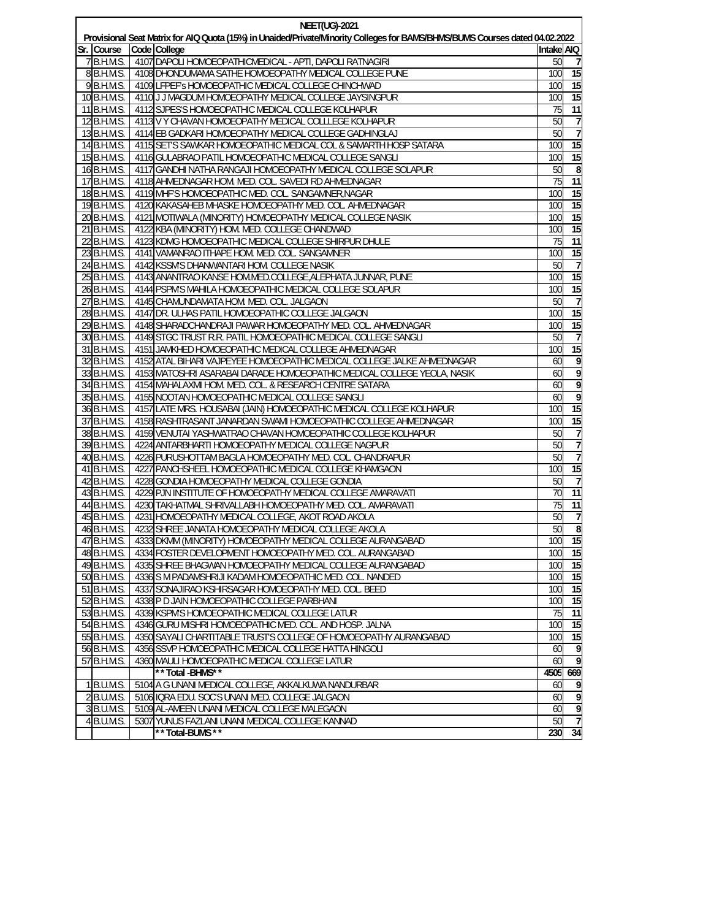| NEET(UG)-2021 | | | | | |
|---|---|---|---|---|---|
| Provisional Seat Matrix for AIQ Quota (15%) in Unaided/Private/Minority Colleges for BAMS/BHMS/BUMS Courses dated 04.02.2022 | | | | | |
| Sr. | Course | Code | College | Intake | AIQ |
| 7 | B.H.M.S. | 4107 | DAPOLI HOMOEOPATHICMEDICAL - APTI, DAPOLI RATNAGIRI | 50 | 7 |
| 8 | B.H.M.S. | 4108 | DHONDUMAMA SATHE HOMOEOPATHY MEDICAL COLLEGE PUNE | 100 | 15 |
| 9 | B.H.M.S. | 4109 | LFPEF's HOMOEOPATHIC MEDICAL COLLEGE CHINCHWAD | 100 | 15 |
| 10 | B.H.M.S. | 4110 | J J MAGDUM HOMOEOPATHY MEDICAL COLLEGE JAYSINGPUR | 100 | 15 |
| 11 | B.H.M.S. | 4112 | SJPES'S HOMOEOPATHIC MEDICAL COLLEGE KOLHAPUR | 75 | 11 |
| 12 | B.H.M.S. | 4113 | V Y CHAVAN HOMOEOPATHY MEDICAL COLLLEGE KOLHAPUR | 50 | 7 |
| 13 | B.H.M.S. | 4114 | EB GADKARI HOMOEOPATHY MEDICAL COLLEGE GADHINGLAJ | 50 | 7 |
| 14 | B.H.M.S. | 4115 | SET'S SAWKAR HOMOEOPATHIC MEDICAL COL & SAMARTH HOSP SATARA | 100 | 15 |
| 15 | B.H.M.S. | 4116 | GULABRAO PATIL HOMOEOPATHIC MEDICAL COLLEGE SANGLI | 100 | 15 |
| 16 | B.H.M.S. | 4117 | GANDHI NATHA RANGAJI HOMOEOPATHY MEDICAL COLLEGE SOLAPUR | 50 | 8 |
| 17 | B.H.M.S. | 4118 | AHMEDNAGAR HOM. MED. COL. SAVEDI RD AHMEDNAGAR | 75 | 11 |
| 18 | B.H.M.S. | 4119 | MHF'S HOMOEOPATHIC MED. COL. SANGAMNER,NAGAR | 100 | 15 |
| 19 | B.H.M.S. | 4120 | KAKASAHEB MHASKE HOMOEOPATHY MED. COL. AHMEDNAGAR | 100 | 15 |
| 20 | B.H.M.S. | 4121 | MOTIWALA (MINORITY) HOMOEOPATHY MEDICAL COLLEGE NASIK | 100 | 15 |
| 21 | B.H.M.S. | 4122 | KBA (MINORITY) HOM. MED. COLLEGE CHANDWAD | 100 | 15 |
| 22 | B.H.M.S. | 4123 | KDMG HOMOEOPATHIC MEDICAL COLLEGE SHIRPUR DHULE | 75 | 11 |
| 23 | B.H.M.S. | 4141 | VAMANRAO ITHAPE HOM. MED. COL. SANGAMNER | 100 | 15 |
| 24 | B.H.M.S. | 4142 | KSSM'S DHANWANTARI HOM. COLLEGE NASIK | 50 | 7 |
| 25 | B.H.M.S. | 4143 | ANANTRAO KANSE HOM.MED.COLLEGE,ALEPHATA JUNNAR, PUNE | 100 | 15 |
| 26 | B.H.M.S. | 4144 | PSPM'S MAHILA HOMOEOPATHIC MEDICAL COLLEGE SOLAPUR | 100 | 15 |
| 27 | B.H.M.S. | 4145 | CHAMUNDAMATA HOM. MED. COL. JALGAON | 50 | 7 |
| 28 | B.H.M.S. | 4147 | DR. ULHAS PATIL HOMOEOPATHIC COLLEGE JALGAON | 100 | 15 |
| 29 | B.H.M.S. | 4148 | SHARADCHANDRAJI PAWAR HOMOEOPATHY MED. COL. AHMEDNAGAR | 100 | 15 |
| 30 | B.H.M.S. | 4149 | STGC TRUST R.R. PATIL HOMOEOPATHIC MEDICAL COLLEGE SANGLI | 50 | 7 |
| 31 | B.H.M.S. | 4151 | JAMKHED HOMOEOPATHIC MEDICAL COLLEGE AHMEDNAGAR | 100 | 15 |
| 32 | B.H.M.S. | 4152 | ATAL BIHARI VAJPEYEE HOMOEOPATHIC MEDICAL COLLEGE JALKE AHMEDNAGAR | 60 | 9 |
| 33 | B.H.M.S. | 4153 | MATOSHRI ASARABAI DARADE HOMOEOPATHIC MEDICAL COLLEGE YEOLA, NASIK | 60 | 9 |
| 34 | B.H.M.S. | 4154 | MAHALAXMI HOM. MED. COL. & RESEARCH CENTRE SATARA | 60 | 9 |
| 35 | B.H.M.S. | 4155 | NOOTAN HOMOEOPATHIC MEDICAL COLLEGE SANGLI | 60 | 9 |
| 36 | B.H.M.S. | 4157 | LATE MRS. HOUSABAI (JAIN) HOMOEOPATHIC MEDICAL COLLEGE KOLHAPUR | 100 | 15 |
| 37 | B.H.M.S. | 4158 | RASHTRASANT JANARDAN SWAMI HOMOEOPATHIC COLLEGE AHMEDNAGAR | 100 | 15 |
| 38 | B.H.M.S. | 4159 | VENUTAI YASHWATRAO CHAVAN HOMOEOPATHIC COLLEGE KOLHAPUR | 50 | 7 |
| 39 | B.H.M.S. | 4224 | ANTARBHARTI HOMOEOPATHY MEDICAL COLLEGE NAGPUR | 50 | 7 |
| 40 | B.H.M.S. | 4226 | PURUSHOTTAM BAGLA HOMOEOPATHY MED. COL. CHANDRAPUR | 50 | 7 |
| 41 | B.H.M.S. | 4227 | PANCHSHEEL HOMOEOPATHIC MEDICAL COLLEGE KHAMGAON | 100 | 15 |
| 42 | B.H.M.S. | 4228 | GONDIA HOMOEOPATHY MEDICAL COLLEGE GONDIA | 50 | 7 |
| 43 | B.H.M.S. | 4229 | PJN INSTITUTE OF HOMOEOPATHY MEDICAL COLLEGE AMARAVATI | 70 | 11 |
| 44 | B.H.M.S. | 4230 | TAKHATMAL SHRIVALLABH HOMOEOPATHY MED. COL. AMARAVATI | 75 | 11 |
| 45 | B.H.M.S. | 4231 | HOMOEOPATHY MEDICAL COLLEGE, AKOT ROAD AKOLA | 50 | 7 |
| 46 | B.H.M.S. | 4232 | SHREE JANATA HOMOEOPATHY MEDICAL COLLEGE AKOLA | 50 | 8 |
| 47 | B.H.M.S. | 4333 | DKMM (MINORITY) HOMOEOPATHY MEDICAL COLLEGE AURANGABAD | 100 | 15 |
| 48 | B.H.M.S. | 4334 | FOSTER DEVELOPMENT HOMOEOPATHY MED. COL. AURANGABAD | 100 | 15 |
| 49 | B.H.M.S. | 4335 | SHREE BHAGWAN HOMOEOPATHY MEDICAL COLLEGE AURANGABAD | 100 | 15 |
| 50 | B.H.M.S. | 4336 | S M PADAMSHRIJI KADAM HOMOEOPATHIC MED. COL. NANDED | 100 | 15 |
| 51 | B.H.M.S. | 4337 | SONAJIRAO KSHIRSAGAR HOMOEOPATHY MED. COL. BEED | 100 | 15 |
| 52 | B.H.M.S. | 4338 | P D JAIN HOMOEOPATHIC COLLEGE PARBHANI | 100 | 15 |
| 53 | B.H.M.S. | 4339 | KSPM'S HOMOEOPATHIC MEDICAL COLLEGE LATUR | 75 | 11 |
| 54 | B.H.M.S. | 4346 | GURU MISHRI HOMOEOPATHIC MED. COL. AND HOSP. JALNA | 100 | 15 |
| 55 | B.H.M.S. | 4350 | SAYALI CHARTITABLE TRUST'S COLLEGE OF HOMOEOPATHY AURANGABAD | 100 | 15 |
| 56 | B.H.M.S. | 4356 | SSVP HOMOEOPATHIC MEDICAL COLLEGE HATTA HINGOLI | 60 | 9 |
| 57 | B.H.M.S. | 4360 | MAULI HOMOEOPATHIC MEDICAL COLLEGE LATUR | 60 | 9 |
| | | | ** Total -BHMS** | 4505 | 669 |
| 1 | B.U.M.S. | 5104 | A G UNANI MEDICAL COLLEGE, AKKALKUWA NANDURBAR | 60 | 9 |
| 2 | B.U.M.S. | 5106 | IQRA EDU. SOC'S UNANI MED. COLLEGE JALGAON | 60 | 9 |
| 3 | B.U.M.S. | 5109 | AL-AMEEN UNANI MEDICAL COLLEGE MALEGAON | 60 | 9 |
| 4 | B.U.M.S. | 5307 | YUNUS FAZLANI UNANI MEDICAL COLLEGE KANNAD | 50 | 7 |
| | | | ** Total-BUMS ** | 230 | 34 |